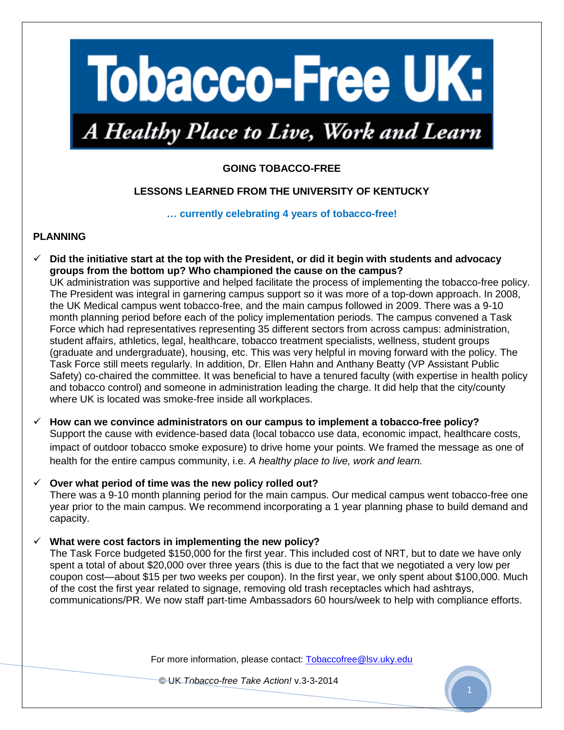# Tobacco-Free UK:

## *A Healthy Place to Live, Work and Learn*

**GOING TOBACCO-FREE**

**LESSONS LEARNED FROM THE UNIVERSITY OF KENTUCKY**

**… currently celebrating 4 years of tobacco-free!**

## PLANNING

- ✓ **Did the initiative start at the top with the President, or did it begin with students and advocacy groups from the bottom up? Who championed the cause on the campus?**
  UK administration was supportive and helped facilitate the process of implementing the tobacco-free policy. The President was integral in garnering campus support so it was more of a top-down approach. In 2008, the UK Medical campus went tobacco-free, and the main campus followed in 2009. There was a 9-10 month planning period before each of the policy implementation periods. The campus convened a Task Force which had representatives representing 35 different sectors from across campus: administration, student affairs, athletics, legal, healthcare, tobacco treatment specialists, wellness, student groups (graduate and undergraduate), housing, etc. This was very helpful in moving forward with the policy. The Task Force still meets regularly. In addition, Dr. Ellen Hahn and Anthany Beatty (VP Assistant Public Safety) co-chaired the committee. It was beneficial to have a tenured faculty (with expertise in health policy and tobacco control) and someone in administration leading the charge. It did help that the city/county where UK is located was smoke-free inside all workplaces.

- ✓ **How can we convince administrators on our campus to implement a tobacco-free policy?**
  Support the cause with evidence-based data (local tobacco use data, economic impact, healthcare costs, impact of outdoor tobacco smoke exposure) to drive home your points. We framed the message as one of health for the entire campus community, i.e. *A healthy place to live, work and learn.*

- ✓ **Over what period of time was the new policy rolled out?**
  There was a 9-10 month planning period for the main campus. Our medical campus went tobacco-free one year prior to the main campus. We recommend incorporating a 1 year planning phase to build demand and capacity.

- ✓ **What were cost factors in implementing the new policy?**
  The Task Force budgeted $150,000 for the first year. This included cost of NRT, but to date we have only spent a total of about $20,000 over three years (this is due to the fact that we negotiated a very low per coupon cost—about $15 per two weeks per coupon). In the first year, we only spent about $100,000. Much of the cost the first year related to signage, removing old trash receptacles which had ashtrays, communications/PR. We now staff part-time Ambassadors 60 hours/week to help with compliance efforts.

For more information, please contact: Tobaccofree@lsv.uky.edu

© UK *Tobacco-free Take Action!* v.3-3-2014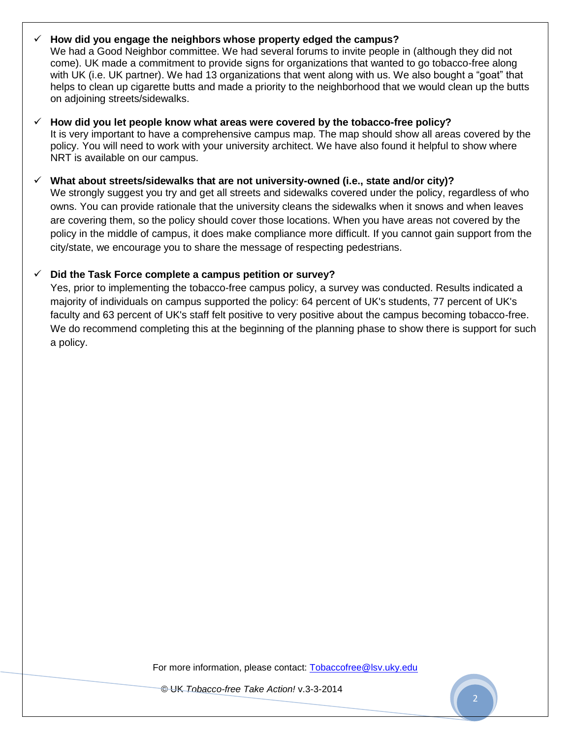- **How did you engage the neighbors whose property edged the campus?**
  We had a Good Neighbor committee. We had several forums to invite people in (although they did not come). UK made a commitment to provide signs for organizations that wanted to go tobacco-free along with UK (i.e. UK partner). We had 13 organizations that went along with us. We also bought a "goat" that helps to clean up cigarette butts and made a priority to the neighborhood that we would clean up the butts on adjoining streets/sidewalks.

- **How did you let people know what areas were covered by the tobacco-free policy?**
  It is very important to have a comprehensive campus map. The map should show all areas covered by the policy. You will need to work with your university architect. We have also found it helpful to show where NRT is available on our campus.

- **What about streets/sidewalks that are not university-owned (i.e., state and/or city)?**
  We strongly suggest you try and get all streets and sidewalks covered under the policy, regardless of who owns. You can provide rationale that the university cleans the sidewalks when it snows and when leaves are covering them, so the policy should cover those locations. When you have areas not covered by the policy in the middle of campus, it does make compliance more difficult. If you cannot gain support from the city/state, we encourage you to share the message of respecting pedestrians.

- **Did the Task Force complete a campus petition or survey?**
  Yes, prior to implementing the tobacco-free campus policy, a survey was conducted. Results indicated a majority of individuals on campus supported the policy: 64 percent of UK's students, 77 percent of UK's faculty and 63 percent of UK's staff felt positive to very positive about the campus becoming tobacco-free. We do recommend completing this at the beginning of the planning phase to show there is support for such a policy.

For more information, please contact: Tobaccofree@lsv.uky.edu

© UK *Tobacco-free Take Action!* v.3-3-2014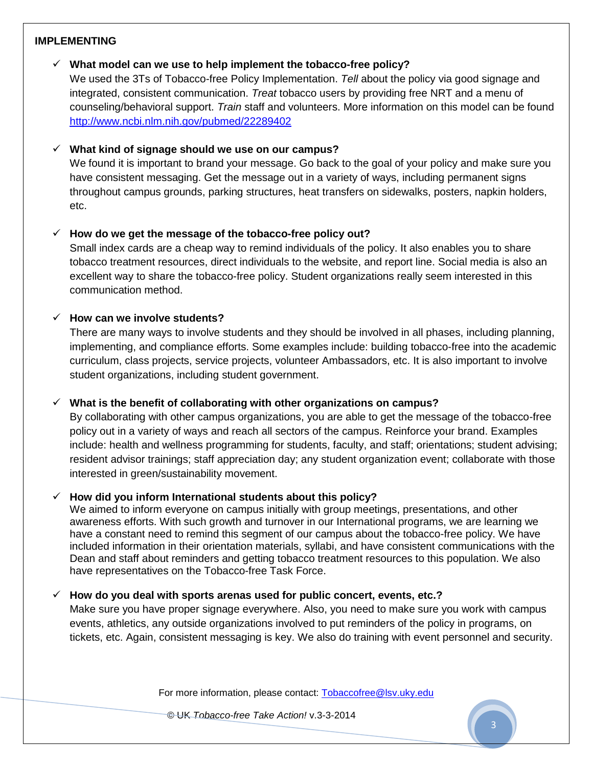## IMPLEMENTING

- ✓ **What model can we use to help implement the tobacco-free policy?**
  We used the 3Ts of Tobacco-free Policy Implementation. *Tell* about the policy via good signage and integrated, consistent communication. *Treat* tobacco users by providing free NRT and a menu of counseling/behavioral support. *Train* staff and volunteers. More information on this model can be found [http://www.ncbi.nlm.nih.gov/pubmed/22289402](http://www.ncbi.nlm.nih.gov/pubmed/22289402)

- ✓ **What kind of signage should we use on our campus?**
  We found it is important to brand your message. Go back to the goal of your policy and make sure you have consistent messaging. Get the message out in a variety of ways, including permanent signs throughout campus grounds, parking structures, heat transfers on sidewalks, posters, napkin holders, etc.

- ✓ **How do we get the message of the tobacco-free policy out?**
  Small index cards are a cheap way to remind individuals of the policy. It also enables you to share tobacco treatment resources, direct individuals to the website, and report line. Social media is also an excellent way to share the tobacco-free policy. Student organizations really seem interested in this communication method.

- ✓ **How can we involve students?**
  There are many ways to involve students and they should be involved in all phases, including planning, implementing, and compliance efforts. Some examples include: building tobacco-free into the academic curriculum, class projects, service projects, volunteer Ambassadors, etc. It is also important to involve student organizations, including student government.

- ✓ **What is the benefit of collaborating with other organizations on campus?**
  By collaborating with other campus organizations, you are able to get the message of the tobacco-free policy out in a variety of ways and reach all sectors of the campus. Reinforce your brand. Examples include: health and wellness programming for students, faculty, and staff; orientations; student advising; resident advisor trainings; staff appreciation day; any student organization event; collaborate with those interested in green/sustainability movement.

- ✓ **How did you inform International students about this policy?**
  We aimed to inform everyone on campus initially with group meetings, presentations, and other awareness efforts. With such growth and turnover in our International programs, we are learning we have a constant need to remind this segment of our campus about the tobacco-free policy. We have included information in their orientation materials, syllabi, and have consistent communications with the Dean and staff about reminders and getting tobacco treatment resources to this population. We also have representatives on the Tobacco-free Task Force.

- ✓ **How do you deal with sports arenas used for public concert, events, etc.?**
  Make sure you have proper signage everywhere. Also, you need to make sure you work with campus events, athletics, any outside organizations involved to put reminders of the policy in programs, on tickets, etc. Again, consistent messaging is key. We also do training with event personnel and security.

For more information, please contact: [Tobaccofree@lsv.uky.edu](mailto:Tobaccofree@lsv.uky.edu)

© UK *Tobacco-free Take Action!* v.3-3-2014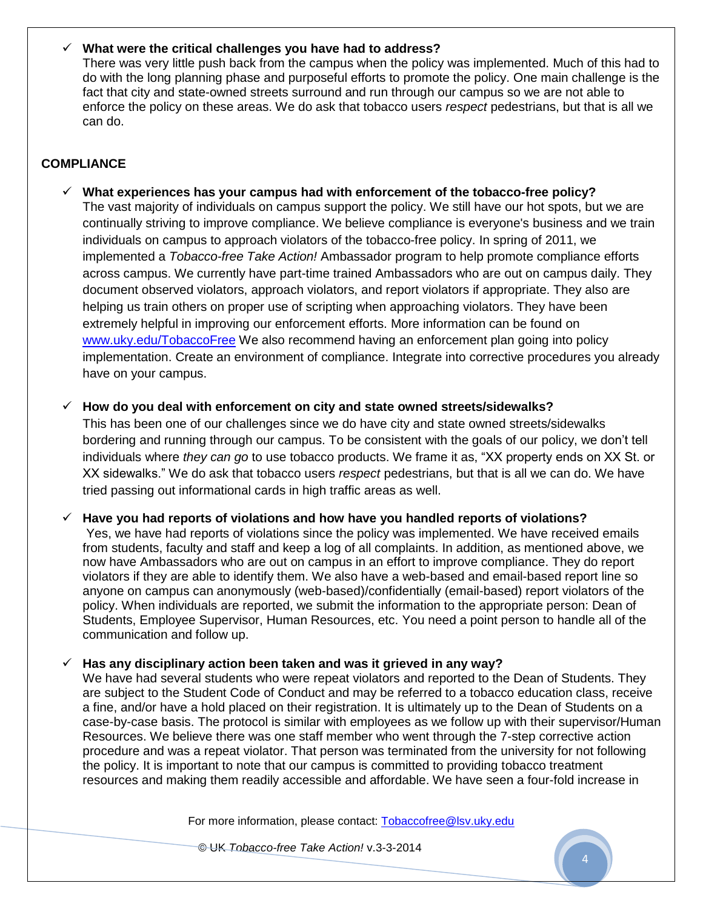- ✓ **What were the critical challenges you have had to address?**
  There was very little push back from the campus when the policy was implemented. Much of this had to do with the long planning phase and purposeful efforts to promote the policy. One main challenge is the fact that city and state-owned streets surround and run through our campus so we are not able to enforce the policy on these areas. We do ask that tobacco users *respect* pedestrians, but that is all we can do.

## COMPLIANCE

- ✓ **What experiences has your campus had with enforcement of the tobacco-free policy?**
  The vast majority of individuals on campus support the policy. We still have our hot spots, but we are continually striving to improve compliance. We believe compliance is everyone's business and we train individuals on campus to approach violators of the tobacco-free policy. In spring of 2011, we implemented a *Tobacco-free Take Action!* Ambassador program to help promote compliance efforts across campus. We currently have part-time trained Ambassadors who are out on campus daily. They document observed violators, approach violators, and report violators if appropriate. They also are helping us train others on proper use of scripting when approaching violators. They have been extremely helpful in improving our enforcement efforts. More information can be found on [www.uky.edu/TobaccoFree](http://www.uky.edu/TobaccoFree) We also recommend having an enforcement plan going into policy implementation. Create an environment of compliance. Integrate into corrective procedures you already have on your campus.

- ✓ **How do you deal with enforcement on city and state owned streets/sidewalks?**
  This has been one of our challenges since we do have city and state owned streets/sidewalks bordering and running through our campus. To be consistent with the goals of our policy, we don't tell individuals where *they can go* to use tobacco products. We frame it as, "XX property ends on XX St. or XX sidewalks." We do ask that tobacco users *respect* pedestrians, but that is all we can do. We have tried passing out informational cards in high traffic areas as well.

- ✓ **Have you had reports of violations and how have you handled reports of violations?**
  Yes, we have had reports of violations since the policy was implemented. We have received emails from students, faculty and staff and keep a log of all complaints. In addition, as mentioned above, we now have Ambassadors who are out on campus in an effort to improve compliance. They do report violators if they are able to identify them. We also have a web-based and email-based report line so anyone on campus can anonymously (web-based)/confidentially (email-based) report violators of the policy. When individuals are reported, we submit the information to the appropriate person: Dean of Students, Employee Supervisor, Human Resources, etc. You need a point person to handle all of the communication and follow up.

- ✓ **Has any disciplinary action been taken and was it grieved in any way?**
  We have had several students who were repeat violators and reported to the Dean of Students. They are subject to the Student Code of Conduct and may be referred to a tobacco education class, receive a fine, and/or have a hold placed on their registration. It is ultimately up to the Dean of Students on a case-by-case basis. The protocol is similar with employees as we follow up with their supervisor/Human Resources. We believe there was one staff member who went through the 7-step corrective action procedure and was a repeat violator. That person was terminated from the university for not following the policy. It is important to note that our campus is committed to providing tobacco treatment resources and making them readily accessible and affordable. We have seen a four-fold increase in

For more information, please contact: [Tobaccofree@lsv.uky.edu](mailto:Tobaccofree@lsv.uky.edu)

© UK *Tobacco-free Take Action!* v.3-3-2014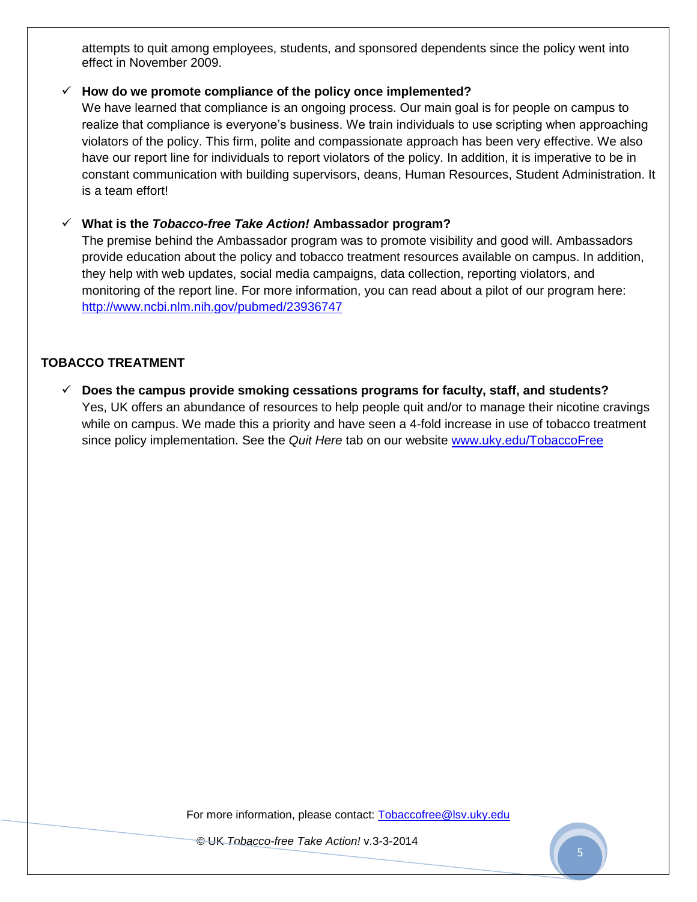attempts to quit among employees, students, and sponsored dependents since the policy went into effect in November 2009.

- **How do we promote compliance of the policy once implemented?**
  We have learned that compliance is an ongoing process. Our main goal is for people on campus to realize that compliance is everyone's business. We train individuals to use scripting when approaching violators of the policy. This firm, polite and compassionate approach has been very effective. We also have our report line for individuals to report violators of the policy. In addition, it is imperative to be in constant communication with building supervisors, deans, Human Resources, Student Administration. It is a team effort!

- **What is the *Tobacco-free Take Action!* Ambassador program?**
  The premise behind the Ambassador program was to promote visibility and good will. Ambassadors provide education about the policy and tobacco treatment resources available on campus. In addition, they help with web updates, social media campaigns, data collection, reporting violators, and monitoring of the report line. For more information, you can read about a pilot of our program here: http://www.ncbi.nlm.nih.gov/pubmed/23936747

## TOBACCO TREATMENT

- **Does the campus provide smoking cessations programs for faculty, staff, and students?**
  Yes, UK offers an abundance of resources to help people quit and/or to manage their nicotine cravings while on campus. We made this a priority and have seen a 4-fold increase in use of tobacco treatment since policy implementation. See the *Quit Here* tab on our website www.uky.edu/TobaccoFree

For more information, please contact: Tobaccofree@lsv.uky.edu

© UK *Tobacco-free Take Action!* v.3-3-2014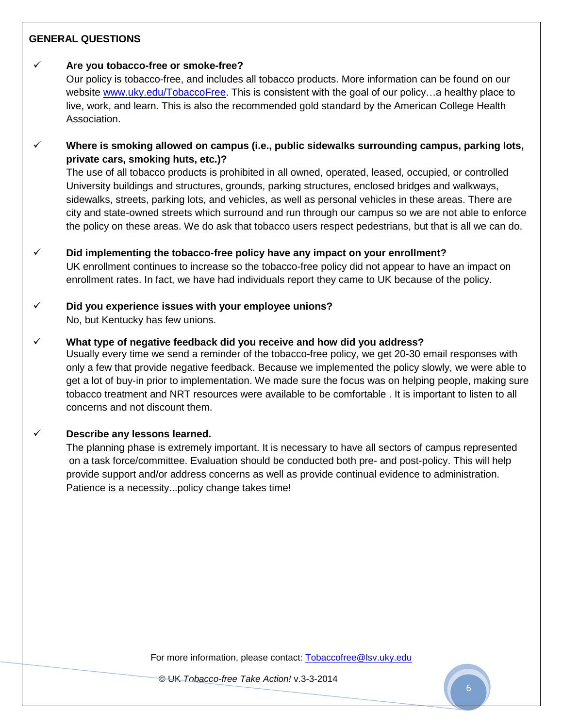## GENERAL QUESTIONS

- ✓ **Are you tobacco-free or smoke-free?**
  Our policy is tobacco-free, and includes all tobacco products. More information can be found on our website [www.uky.edu/TobaccoFree](http://www.uky.edu/TobaccoFree). This is consistent with the goal of our policy…a healthy place to live, work, and learn. This is also the recommended gold standard by the American College Health Association.

- ✓ **Where is smoking allowed on campus (i.e., public sidewalks surrounding campus, parking lots, private cars, smoking huts, etc.)?**
  The use of all tobacco products is prohibited in all owned, operated, leased, occupied, or controlled University buildings and structures, grounds, parking structures, enclosed bridges and walkways, sidewalks, streets, parking lots, and vehicles, as well as personal vehicles in these areas. There are city and state-owned streets which surround and run through our campus so we are not able to enforce the policy on these areas. We do ask that tobacco users respect pedestrians, but that is all we can do.

- ✓ **Did implementing the tobacco-free policy have any impact on your enrollment?**
  UK enrollment continues to increase so the tobacco-free policy did not appear to have an impact on enrollment rates. In fact, we have had individuals report they came to UK because of the policy.

- ✓ **Did you experience issues with your employee unions?**
  No, but Kentucky has few unions.

- ✓ **What type of negative feedback did you receive and how did you address?**
  Usually every time we send a reminder of the tobacco-free policy, we get 20-30 email responses with only a few that provide negative feedback. Because we implemented the policy slowly, we were able to get a lot of buy-in prior to implementation. We made sure the focus was on helping people, making sure tobacco treatment and NRT resources were available to be comfortable . It is important to listen to all concerns and not discount them.

- ✓ **Describe any lessons learned.**
  The planning phase is extremely important. It is necessary to have all sectors of campus represented on a task force/committee. Evaluation should be conducted both pre- and post-policy. This will help provide support and/or address concerns as well as provide continual evidence to administration. Patience is a necessity...policy change takes time!

For more information, please contact: [Tobaccofree@lsv.uky.edu](mailto:Tobaccofree@lsv.uky.edu)

© UK *Tobacco-free Take Action!* v.3-3-2014